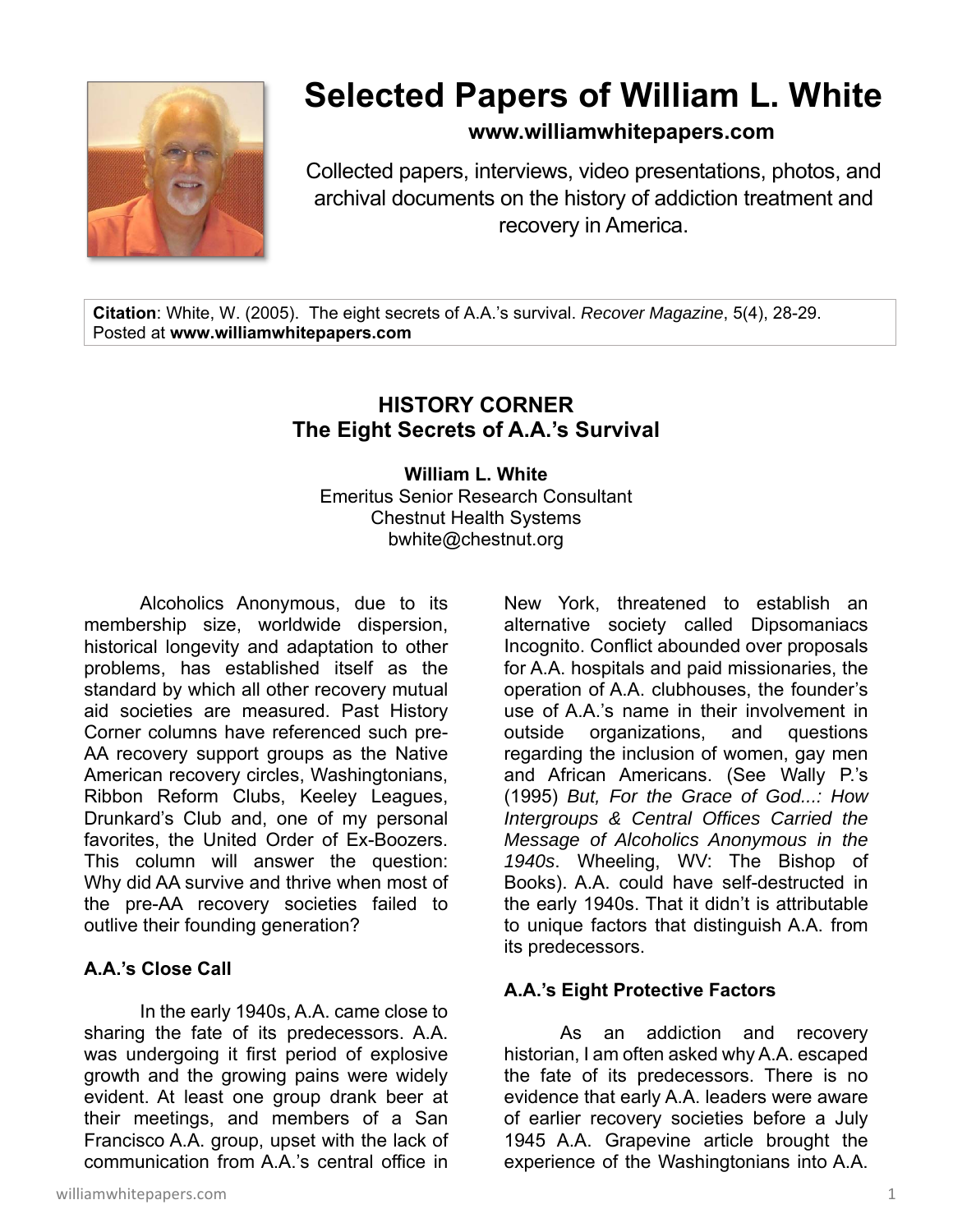# Selected Papers of William L. White

**www.williamwhitepapers.com**

Collected papers, interviews, video presentations, photos, and archival documents on the history of addiction treatment and recovery in America.

**Citation**: White, W. (2005). The eight secrets of A.A.'s survival. *Recover Magazine*, 5(4), 28-29. Posted at **www.williamwhitepapers.com**

## HISTORY CORNER
## The Eight Secrets of A.A.'s Survival

**William L. White**
Emeritus Senior Research Consultant
Chestnut Health Systems
bwhite@chestnut.org

Alcoholics Anonymous, due to its membership size, worldwide dispersion, historical longevity and adaptation to other problems, has established itself as the standard by which all other recovery mutual aid societies are measured. Past History Corner columns have referenced such pre-AA recovery support groups as the Native American recovery circles, Washingtonians, Ribbon Reform Clubs, Keeley Leagues, Drunkard's Club and, one of my personal favorites, the United Order of Ex-Boozers. This column will answer the question: Why did AA survive and thrive when most of the pre-AA recovery societies failed to outlive their founding generation?

### A.A.'s Close Call

In the early 1940s, A.A. came close to sharing the fate of its predecessors. A.A. was undergoing it first period of explosive growth and the growing pains were widely evident. At least one group drank beer at their meetings, and members of a San Francisco A.A. group, upset with the lack of communication from A.A.'s central office in New York, threatened to establish an alternative society called Dipsomaniacs Incognito. Conflict abounded over proposals for A.A. hospitals and paid missionaries, the operation of A.A. clubhouses, the founder's use of A.A.'s name in their involvement in outside organizations, and questions regarding the inclusion of women, gay men and African Americans. (See Wally P.'s (1995) *But, For the Grace of God...: How Intergroups & Central Offices Carried the Message of Alcoholics Anonymous in the 1940s*. Wheeling, WV: The Bishop of Books). A.A. could have self-destructed in the early 1940s. That it didn't is attributable to unique factors that distinguish A.A. from its predecessors.

### A.A.'s Eight Protective Factors

As an addiction and recovery historian, I am often asked why A.A. escaped the fate of its predecessors. There is no evidence that early A.A. leaders were aware of earlier recovery societies before a July 1945 A.A. Grapevine article brought the experience of the Washingtonians into A.A.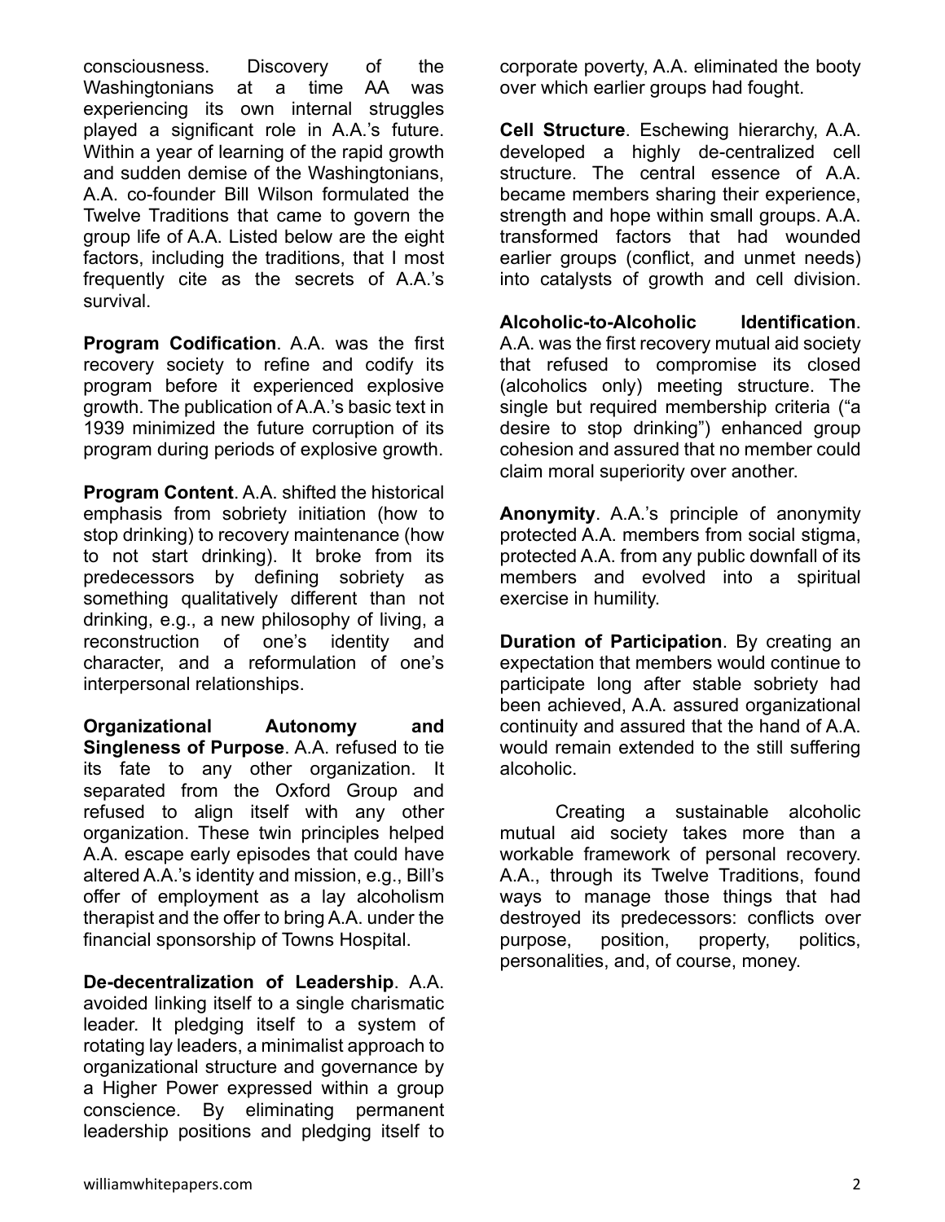consciousness. Discovery of the Washingtonians at a time AA was experiencing its own internal struggles played a significant role in A.A.'s future. Within a year of learning of the rapid growth and sudden demise of the Washingtonians, A.A. co-founder Bill Wilson formulated the Twelve Traditions that came to govern the group life of A.A. Listed below are the eight factors, including the traditions, that I most frequently cite as the secrets of A.A.'s survival.

**Program Codification**. A.A. was the first recovery society to refine and codify its program before it experienced explosive growth. The publication of A.A.'s basic text in 1939 minimized the future corruption of its program during periods of explosive growth.

**Program Content**. A.A. shifted the historical emphasis from sobriety initiation (how to stop drinking) to recovery maintenance (how to not start drinking). It broke from its predecessors by defining sobriety as something qualitatively different than not drinking, e.g., a new philosophy of living, a reconstruction of one's identity and character, and a reformulation of one's interpersonal relationships.

**Organizational Autonomy and Singleness of Purpose**. A.A. refused to tie its fate to any other organization. It separated from the Oxford Group and refused to align itself with any other organization. These twin principles helped A.A. escape early episodes that could have altered A.A.'s identity and mission, e.g., Bill's offer of employment as a lay alcoholism therapist and the offer to bring A.A. under the financial sponsorship of Towns Hospital.

**De-decentralization of Leadership**. A.A. avoided linking itself to a single charismatic leader. It pledging itself to a system of rotating lay leaders, a minimalist approach to organizational structure and governance by a Higher Power expressed within a group conscience. By eliminating permanent leadership positions and pledging itself to corporate poverty, A.A. eliminated the booty over which earlier groups had fought.

**Cell Structure**. Eschewing hierarchy, A.A. developed a highly de-centralized cell structure. The central essence of A.A. became members sharing their experience, strength and hope within small groups. A.A. transformed factors that had wounded earlier groups (conflict, and unmet needs) into catalysts of growth and cell division.

**Alcoholic-to-Alcoholic Identification**. A.A. was the first recovery mutual aid society that refused to compromise its closed (alcoholics only) meeting structure. The single but required membership criteria ("a desire to stop drinking") enhanced group cohesion and assured that no member could claim moral superiority over another.

**Anonymity**. A.A.'s principle of anonymity protected A.A. members from social stigma, protected A.A. from any public downfall of its members and evolved into a spiritual exercise in humility.

**Duration of Participation**. By creating an expectation that members would continue to participate long after stable sobriety had been achieved, A.A. assured organizational continuity and assured that the hand of A.A. would remain extended to the still suffering alcoholic.

Creating a sustainable alcoholic mutual aid society takes more than a workable framework of personal recovery. A.A., through its Twelve Traditions, found ways to manage those things that had destroyed its predecessors: conflicts over purpose, position, property, politics, personalities, and, of course, money.